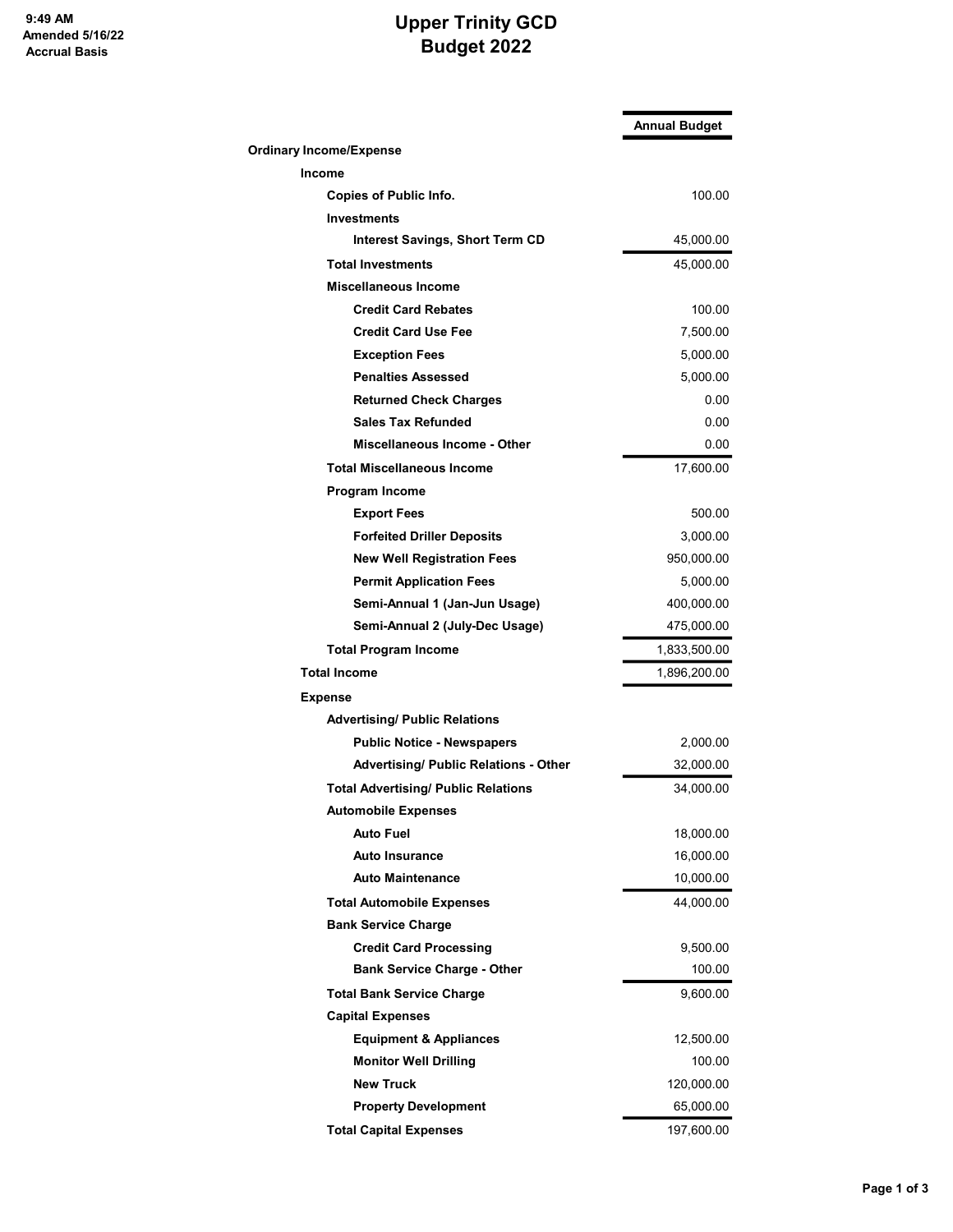9:49 AM
Amended 5/16/22
Accrual Basis

# Upper Trinity GCD
# Budget 2022

| | Annual Budget |
|---|---|
| **Ordinary Income/Expense** | |
| **Income** | |
| **Copies of Public Info.** | 100.00 |
| **Investments** | |
| **Interest Savings, Short Term CD** | 45,000.00 |
| **Total Investments** | 45,000.00 |
| **Miscellaneous Income** | |
| **Credit Card Rebates** | 100.00 |
| **Credit Card Use Fee** | 7,500.00 |
| **Exception Fees** | 5,000.00 |
| **Penalties Assessed** | 5,000.00 |
| **Returned Check Charges** | 0.00 |
| **Sales Tax Refunded** | 0.00 |
| **Miscellaneous Income - Other** | 0.00 |
| **Total Miscellaneous Income** | 17,600.00 |
| **Program Income** | |
| **Export Fees** | 500.00 |
| **Forfeited Driller Deposits** | 3,000.00 |
| **New Well Registration Fees** | 950,000.00 |
| **Permit Application Fees** | 5,000.00 |
| **Semi-Annual 1 (Jan-Jun Usage)** | 400,000.00 |
| **Semi-Annual 2 (July-Dec Usage)** | 475,000.00 |
| **Total Program Income** | 1,833,500.00 |
| **Total Income** | 1,896,200.00 |
| **Expense** | |
| **Advertising/ Public Relations** | |
| **Public Notice - Newspapers** | 2,000.00 |
| **Advertising/ Public Relations - Other** | 32,000.00 |
| **Total Advertising/ Public Relations** | 34,000.00 |
| **Automobile Expenses** | |
| **Auto Fuel** | 18,000.00 |
| **Auto Insurance** | 16,000.00 |
| **Auto Maintenance** | 10,000.00 |
| **Total Automobile Expenses** | 44,000.00 |
| **Bank Service Charge** | |
| **Credit Card Processing** | 9,500.00 |
| **Bank Service Charge - Other** | 100.00 |
| **Total Bank Service Charge** | 9,600.00 |
| **Capital Expenses** | |
| **Equipment & Appliances** | 12,500.00 |
| **Monitor Well Drilling** | 100.00 |
| **New Truck** | 120,000.00 |
| **Property Development** | 65,000.00 |
| **Total Capital Expenses** | 197,600.00 |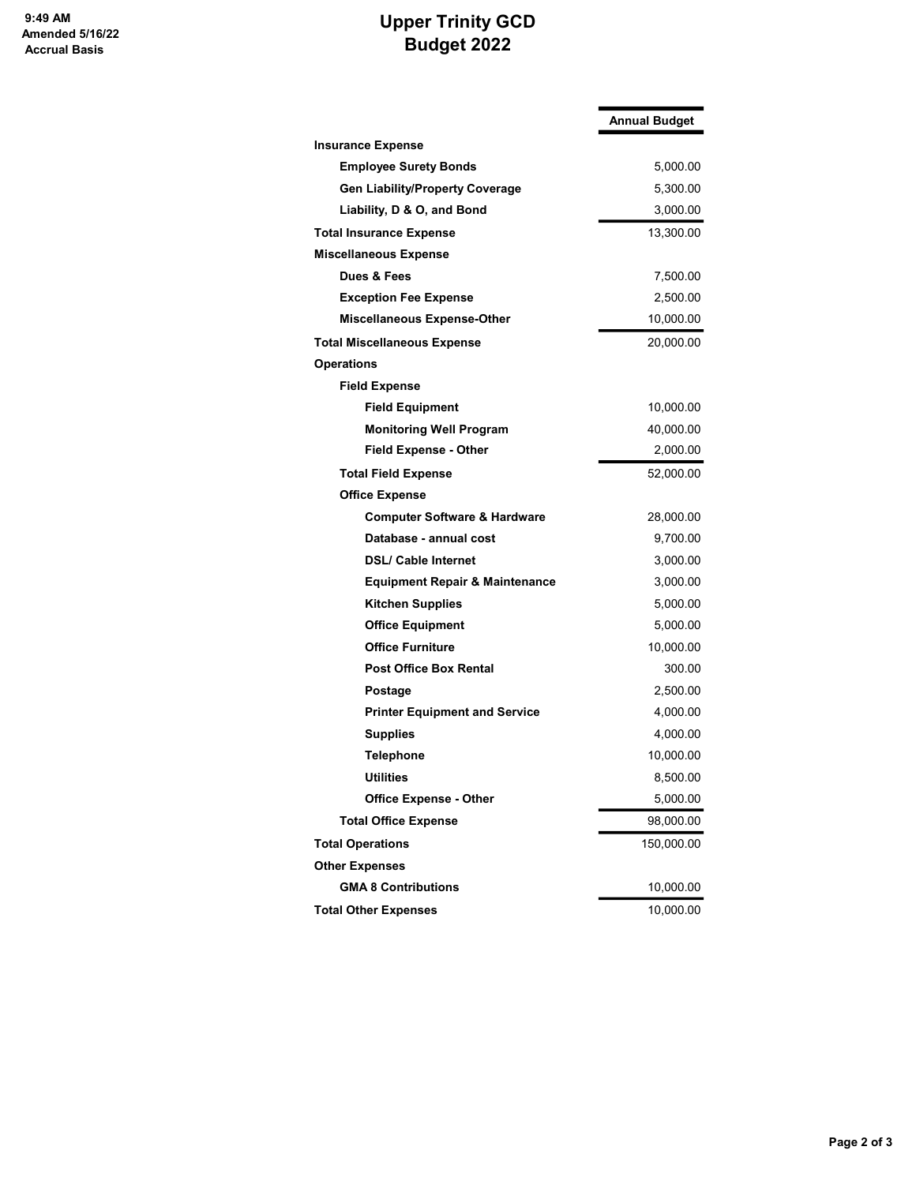9:49 AM
Amended 5/16/22
Accrual Basis

# Upper Trinity GCD
## Budget 2022

| | Annual Budget |
|---|---|
| **Insurance Expense** | |
| **Employee Surety Bonds** | 5,000.00 |
| **Gen Liability/Property Coverage** | 5,300.00 |
| **Liability, D & O, and Bond** | 3,000.00 |
| **Total Insurance Expense** | 13,300.00 |
| **Miscellaneous Expense** | |
| **Dues & Fees** | 7,500.00 |
| **Exception Fee Expense** | 2,500.00 |
| **Miscellaneous Expense-Other** | 10,000.00 |
| **Total Miscellaneous Expense** | 20,000.00 |
| **Operations** | |
| **Field Expense** | |
| **Field Equipment** | 10,000.00 |
| **Monitoring Well Program** | 40,000.00 |
| **Field Expense - Other** | 2,000.00 |
| **Total Field Expense** | 52,000.00 |
| **Office Expense** | |
| **Computer Software & Hardware** | 28,000.00 |
| **Database - annual cost** | 9,700.00 |
| **DSL/ Cable Internet** | 3,000.00 |
| **Equipment Repair & Maintenance** | 3,000.00 |
| **Kitchen Supplies** | 5,000.00 |
| **Office Equipment** | 5,000.00 |
| **Office Furniture** | 10,000.00 |
| **Post Office Box Rental** | 300.00 |
| **Postage** | 2,500.00 |
| **Printer Equipment and Service** | 4,000.00 |
| **Supplies** | 4,000.00 |
| **Telephone** | 10,000.00 |
| **Utilities** | 8,500.00 |
| **Office Expense - Other** | 5,000.00 |
| **Total Office Expense** | 98,000.00 |
| **Total Operations** | 150,000.00 |
| **Other Expenses** | |
| **GMA 8 Contributions** | 10,000.00 |
| **Total Other Expenses** | 10,000.00 |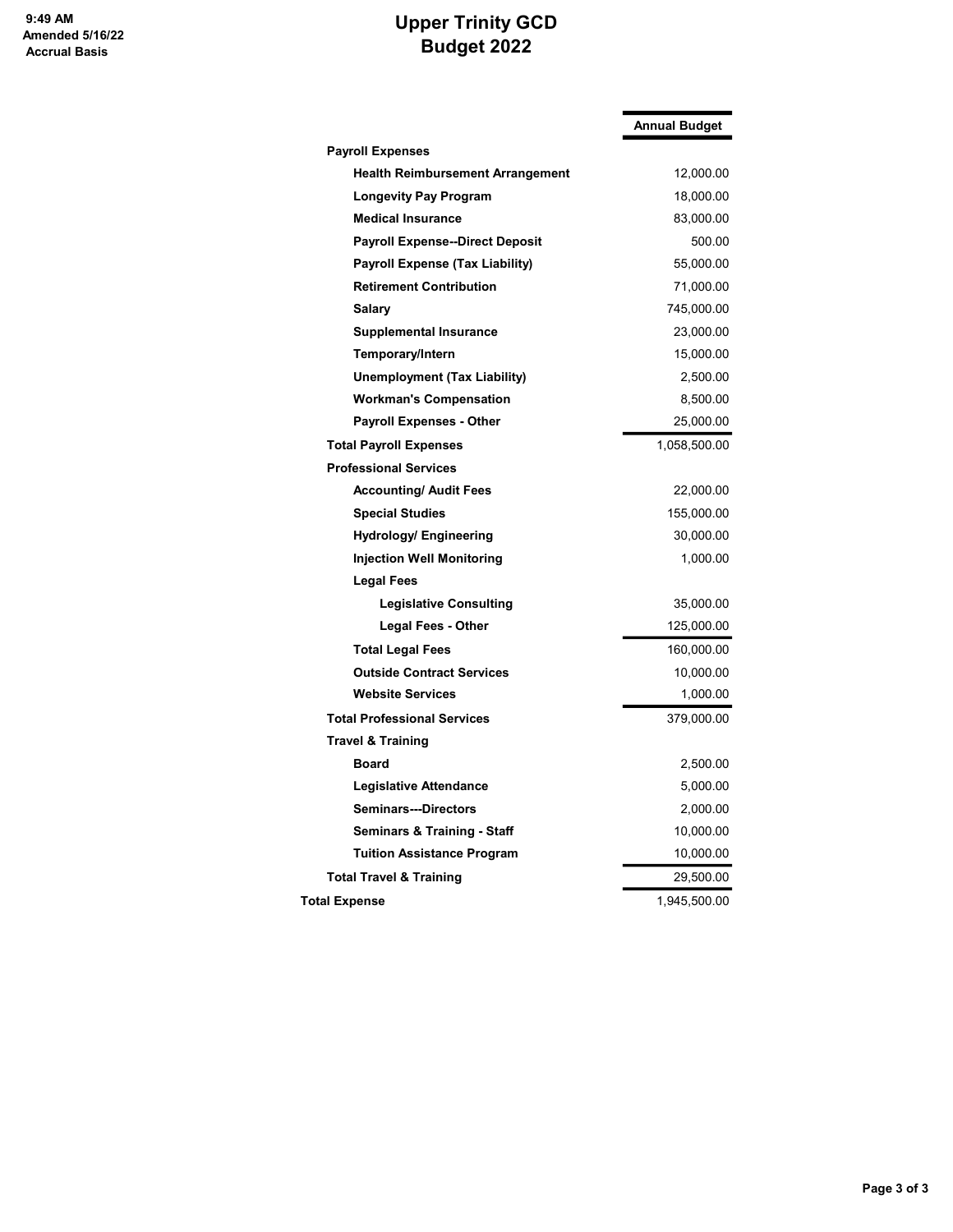9:49 AM
Amended 5/16/22
Accrual Basis

# Upper Trinity GCD
## Budget 2022

| | Annual Budget |
|---|---|
| **Payroll Expenses** | |
| **Health Reimbursement Arrangement** | 12,000.00 |
| **Longevity Pay Program** | 18,000.00 |
| **Medical Insurance** | 83,000.00 |
| **Payroll Expense--Direct Deposit** | 500.00 |
| **Payroll Expense (Tax Liability)** | 55,000.00 |
| **Retirement Contribution** | 71,000.00 |
| **Salary** | 745,000.00 |
| **Supplemental Insurance** | 23,000.00 |
| **Temporary/Intern** | 15,000.00 |
| **Unemployment (Tax Liability)** | 2,500.00 |
| **Workman's Compensation** | 8,500.00 |
| **Payroll Expenses - Other** | 25,000.00 |
| **Total Payroll Expenses** | 1,058,500.00 |
| **Professional Services** | |
| **Accounting/ Audit Fees** | 22,000.00 |
| **Special Studies** | 155,000.00 |
| **Hydrology/ Engineering** | 30,000.00 |
| **Injection Well Monitoring** | 1,000.00 |
| **Legal Fees** | |
| **Legislative Consulting** | 35,000.00 |
| **Legal Fees - Other** | 125,000.00 |
| **Total Legal Fees** | 160,000.00 |
| **Outside Contract Services** | 10,000.00 |
| **Website Services** | 1,000.00 |
| **Total Professional Services** | 379,000.00 |
| **Travel & Training** | |
| **Board** | 2,500.00 |
| **Legislative Attendance** | 5,000.00 |
| **Seminars---Directors** | 2,000.00 |
| **Seminars & Training - Staff** | 10,000.00 |
| **Tuition Assistance Program** | 10,000.00 |
| **Total Travel & Training** | 29,500.00 |
| **Total Expense** | 1,945,500.00 |